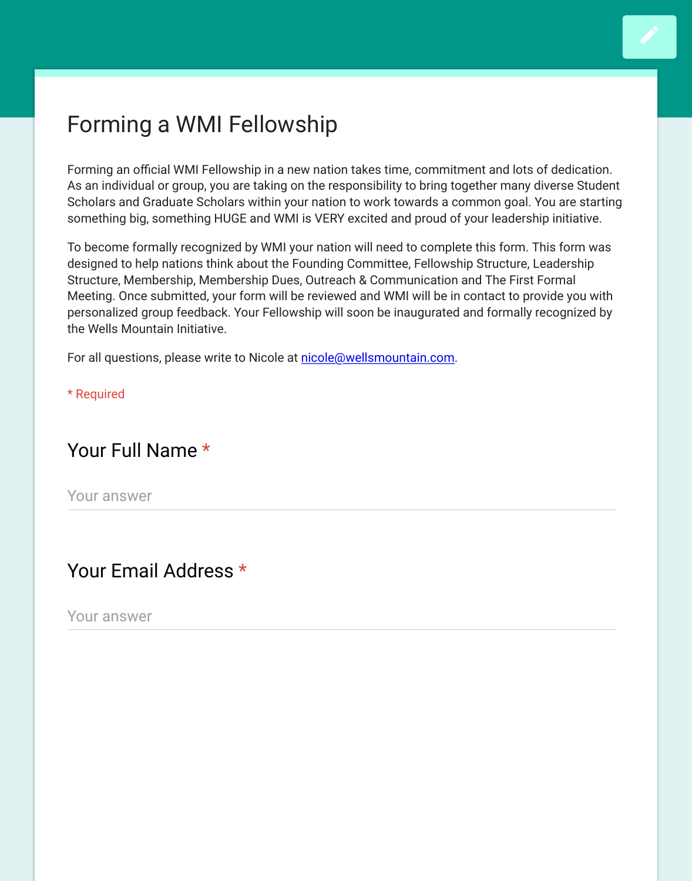# Forming a WMI Fellowship

Forming an official WMI Fellowship in a new nation takes time, commitment and lots of dedication. As an individual or group, you are taking on the responsibility to bring together many diverse Student Scholars and Graduate Scholars within your nation to work towards a common goal. You are starting something big, something HUGE and WMI is VERY excited and proud of your leadership initiative.

To become formally recognized by WMI your nation will need to complete this form. This form was designed to help nations think about the Founding Committee, Fellowship Structure, Leadership Structure, Membership, Membership Dues, Outreach & Communication and The First Formal Meeting. Once submitted, your form will be reviewed and WMI will be in contact to provide you with personalized group feedback. Your Fellowship will soon be inaugurated and formally recognized by the Wells Mountain Initiative.

For all questions, please write to Nicole at [nicole@wellsmountain.com](mailto:nicole@wellsmountain.com).

* Required

## Your Full Name *

Your answer

## Your Email Address *

Your answer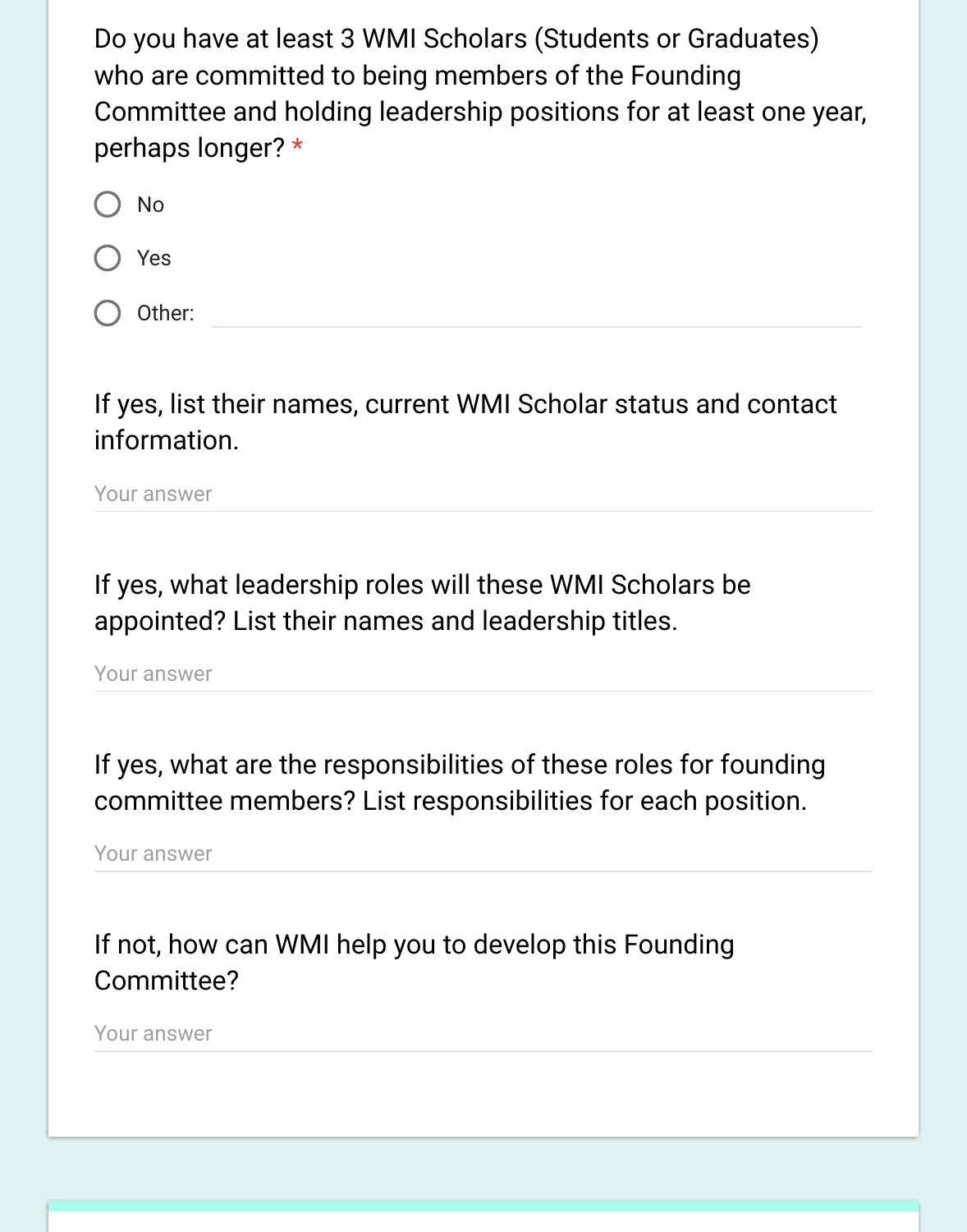Do you have at least 3 WMI Scholars (Students or Graduates) who are committed to being members of the Founding Committee and holding leadership positions for at least one year, perhaps longer? *

- No
- Yes
- Other: ______________________

If yes, list their names, current WMI Scholar status and contact information.

Your answer

If yes, what leadership roles will these WMI Scholars be appointed? List their names and leadership titles.

Your answer

If yes, what are the responsibilities of these roles for founding committee members? List responsibilities for each position.

Your answer

If not, how can WMI help you to develop this Founding Committee?

Your answer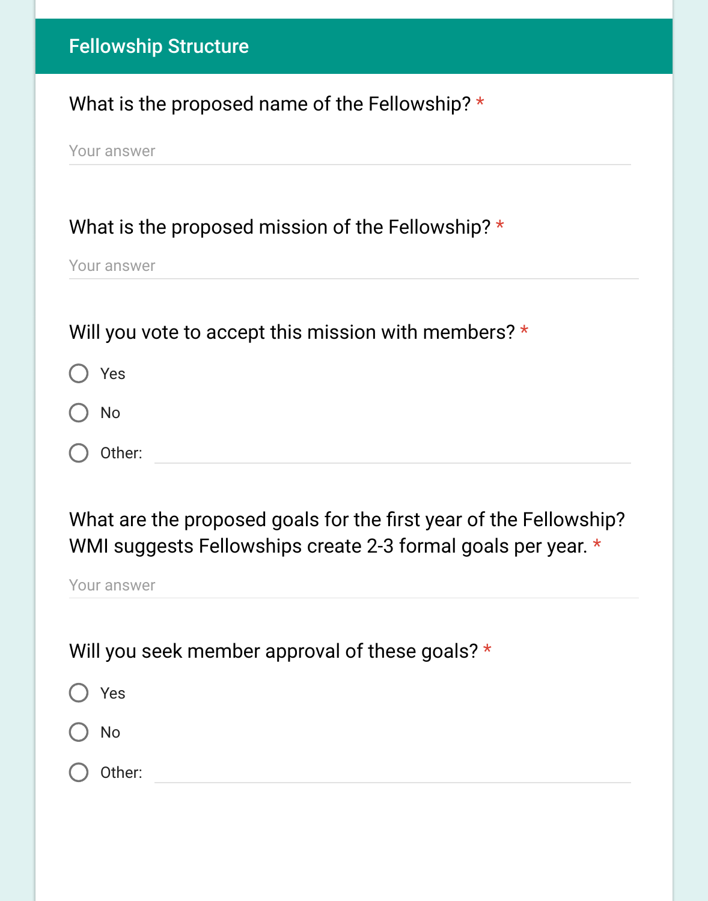## Fellowship Structure

What is the proposed name of the Fellowship? *

Your answer

What is the proposed mission of the Fellowship? *

Your answer

Will you vote to accept this mission with members? *

- ○ Yes
- ○ No
- ○ Other:

What are the proposed goals for the first year of the Fellowship? WMI suggests Fellowships create 2-3 formal goals per year. *

Your answer

Will you seek member approval of these goals? *

- ○ Yes
- ○ No
- ○ Other: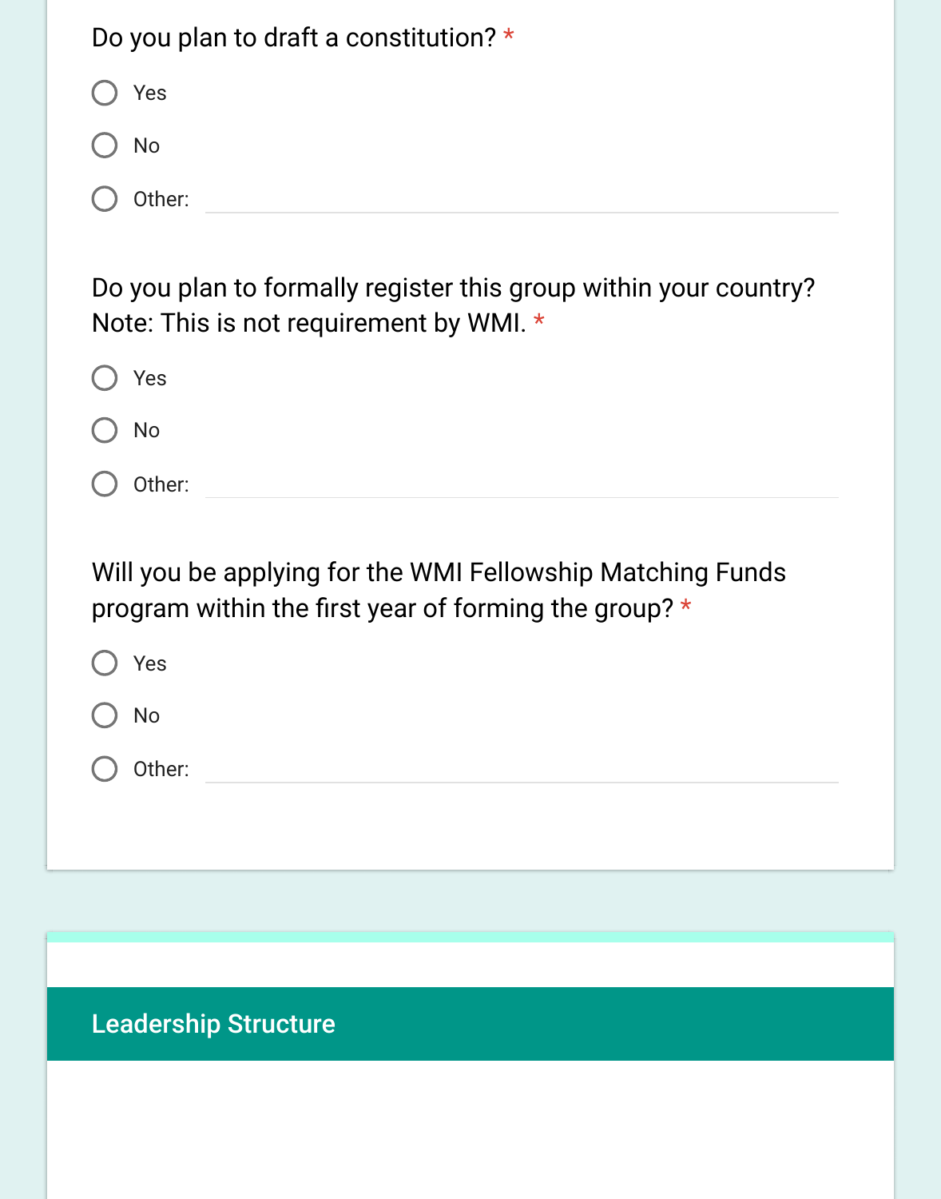Do you plan to draft a constitution? *

- ○ Yes
- ○ No
- ○ Other: ____________

Do you plan to formally register this group within your country? Note: This is not requirement by WMI. *

- ○ Yes
- ○ No
- ○ Other: ____________

Will you be applying for the WMI Fellowship Matching Funds program within the first year of forming the group? *

- ○ Yes
- ○ No
- ○ Other: ____________

## Leadership Structure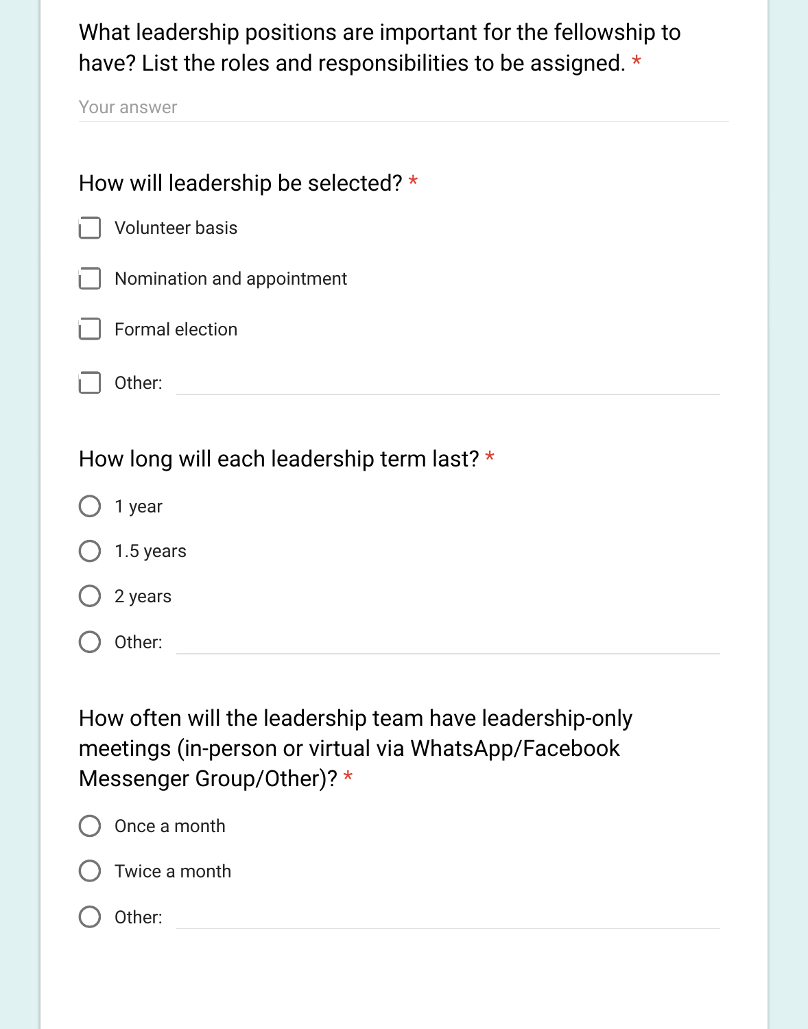What leadership positions are important for the fellowship to have? List the roles and responsibilities to be assigned. *

Your answer

How will leadership be selected? *

- [ ] Volunteer basis
- [ ] Nomination and appointment
- [ ] Formal election
- [ ] Other: ______

How long will each leadership term last? *

- ○ 1 year
- ○ 1.5 years
- ○ 2 years
- ○ Other: ______

How often will the leadership team have leadership-only meetings (in-person or virtual via WhatsApp/Facebook Messenger Group/Other)? *

- ○ Once a month
- ○ Twice a month
- ○ Other: ______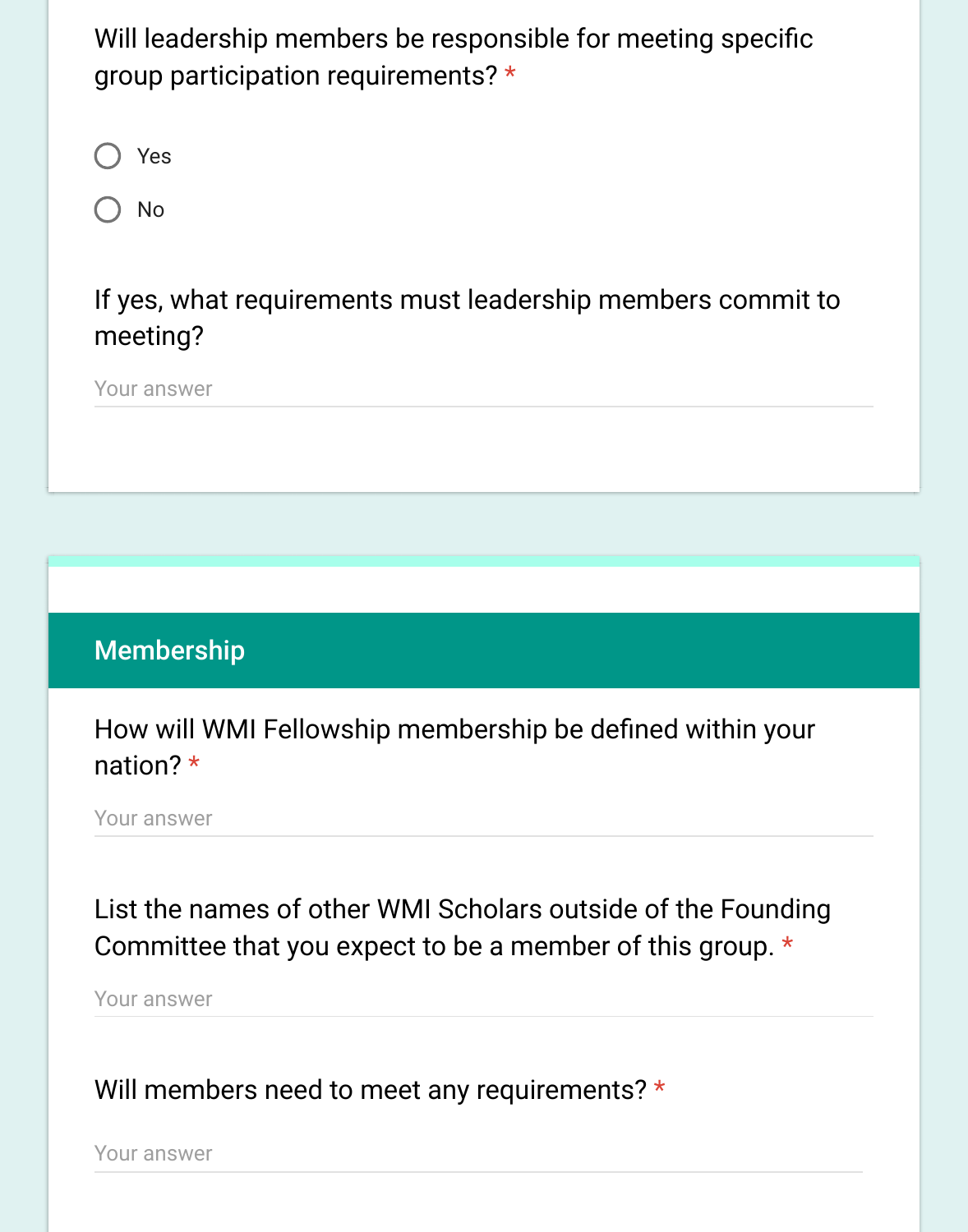Will leadership members be responsible for meeting specific group participation requirements? *

- ○ Yes
- ○ No

If yes, what requirements must leadership members commit to meeting?

Your answer

## Membership

How will WMI Fellowship membership be defined within your nation? *

Your answer

List the names of other WMI Scholars outside of the Founding Committee that you expect to be a member of this group. *

Your answer

Will members need to meet any requirements? *

Your answer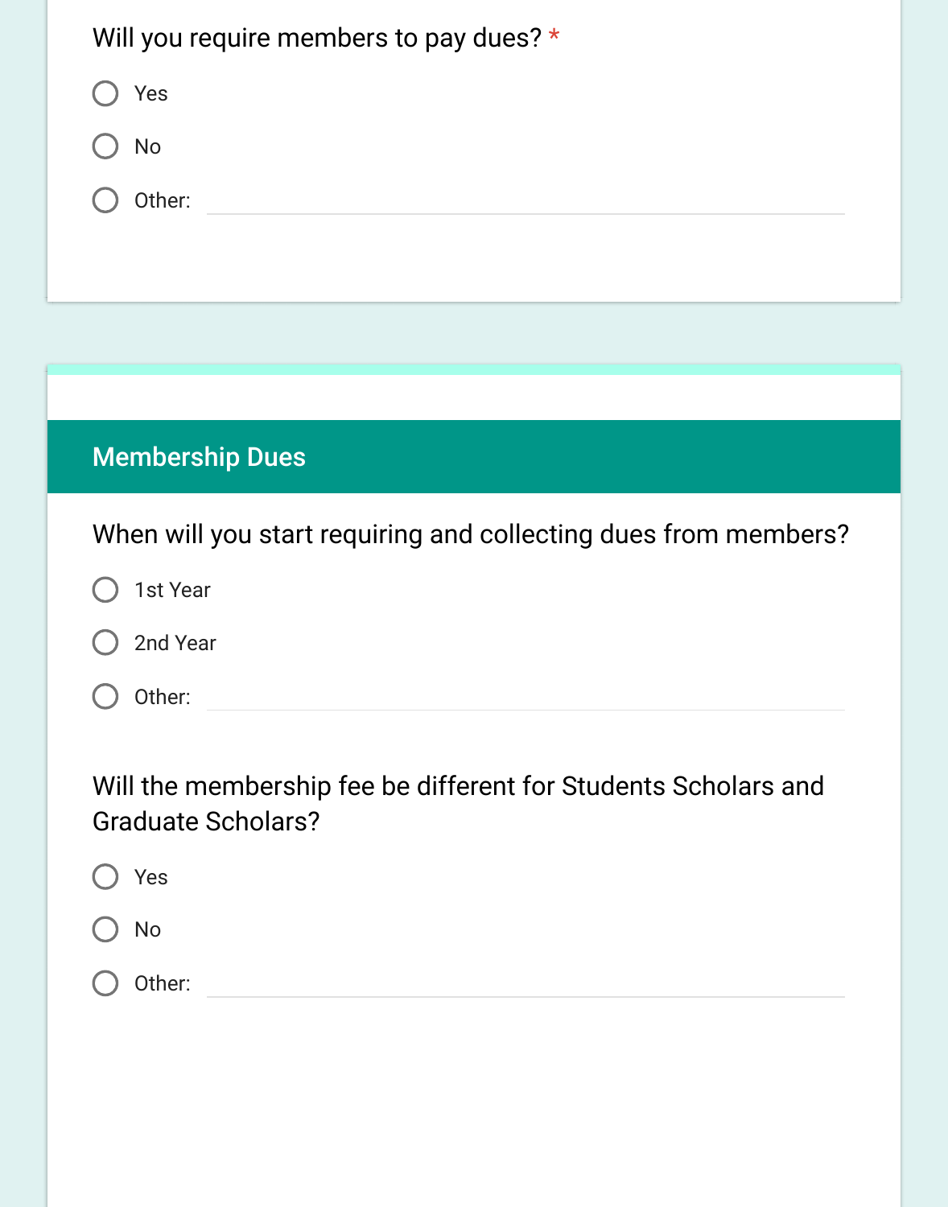Will you require members to pay dues? *

- ◯ Yes
- ◯ No
- ◯ Other: ____________________

## Membership Dues

When will you start requiring and collecting dues from members?

- ◯ 1st Year
- ◯ 2nd Year
- ◯ Other: ____________________

Will the membership fee be different for Students Scholars and Graduate Scholars?

- ◯ Yes
- ◯ No
- ◯ Other: ____________________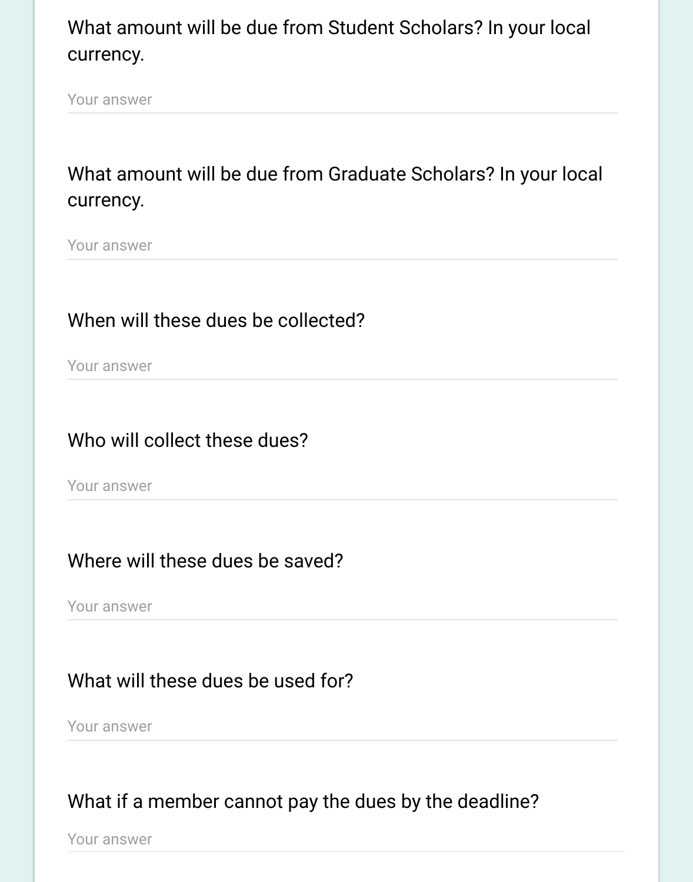What amount will be due from Student Scholars? In your local currency.

Your answer

What amount will be due from Graduate Scholars? In your local currency.

Your answer

When will these dues be collected?

Your answer

Who will collect these dues?

Your answer

Where will these dues be saved?

Your answer

What will these dues be used for?

Your answer

What if a member cannot pay the dues by the deadline?

Your answer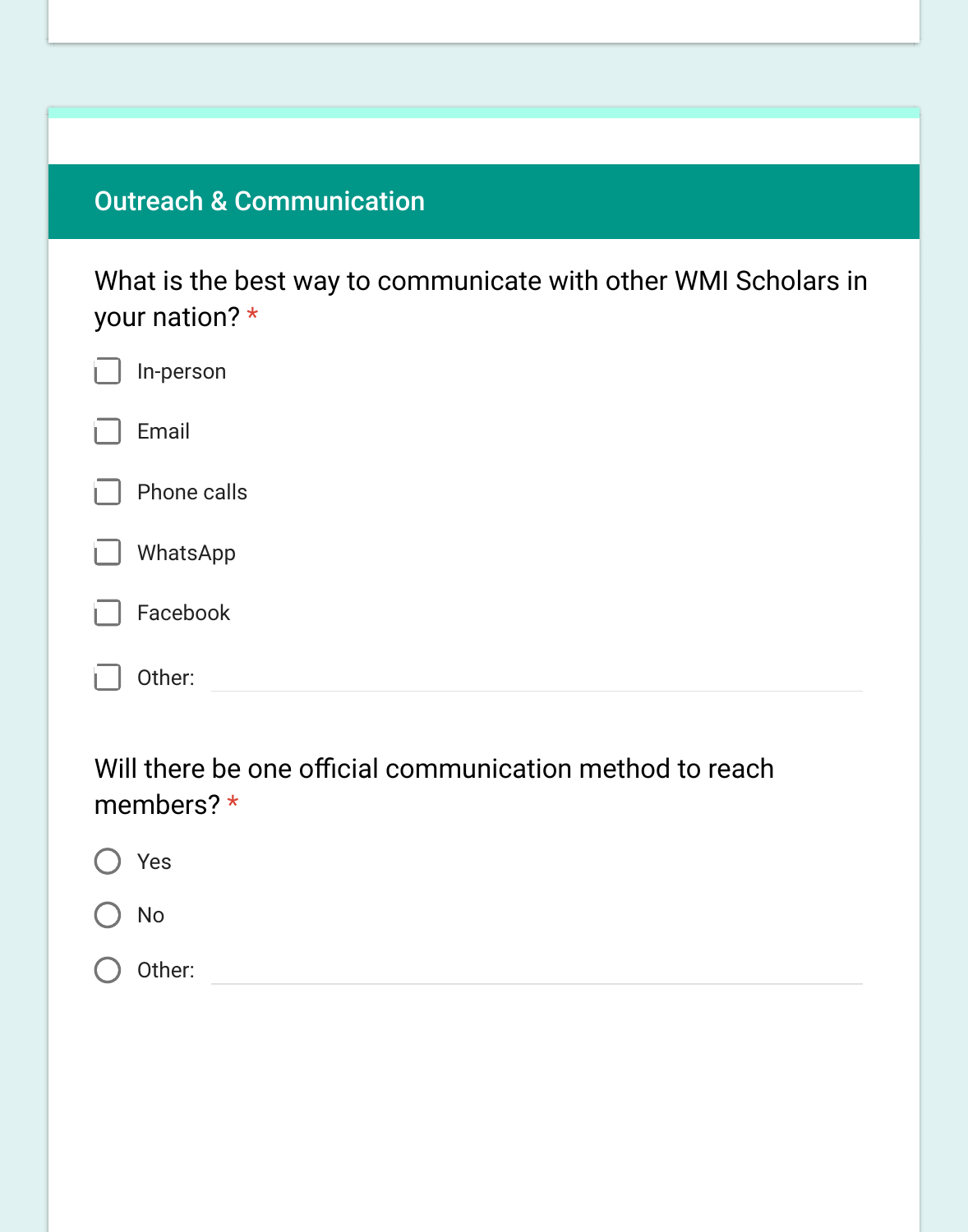## Outreach & Communication

What is the best way to communicate with other WMI Scholars in your nation? *

- [ ] In-person
- [ ] Email
- [ ] Phone calls
- [ ] WhatsApp
- [ ] Facebook
- [ ] Other: ______

Will there be one official communication method to reach members? *

- ○ Yes
- ○ No
- ○ Other: ______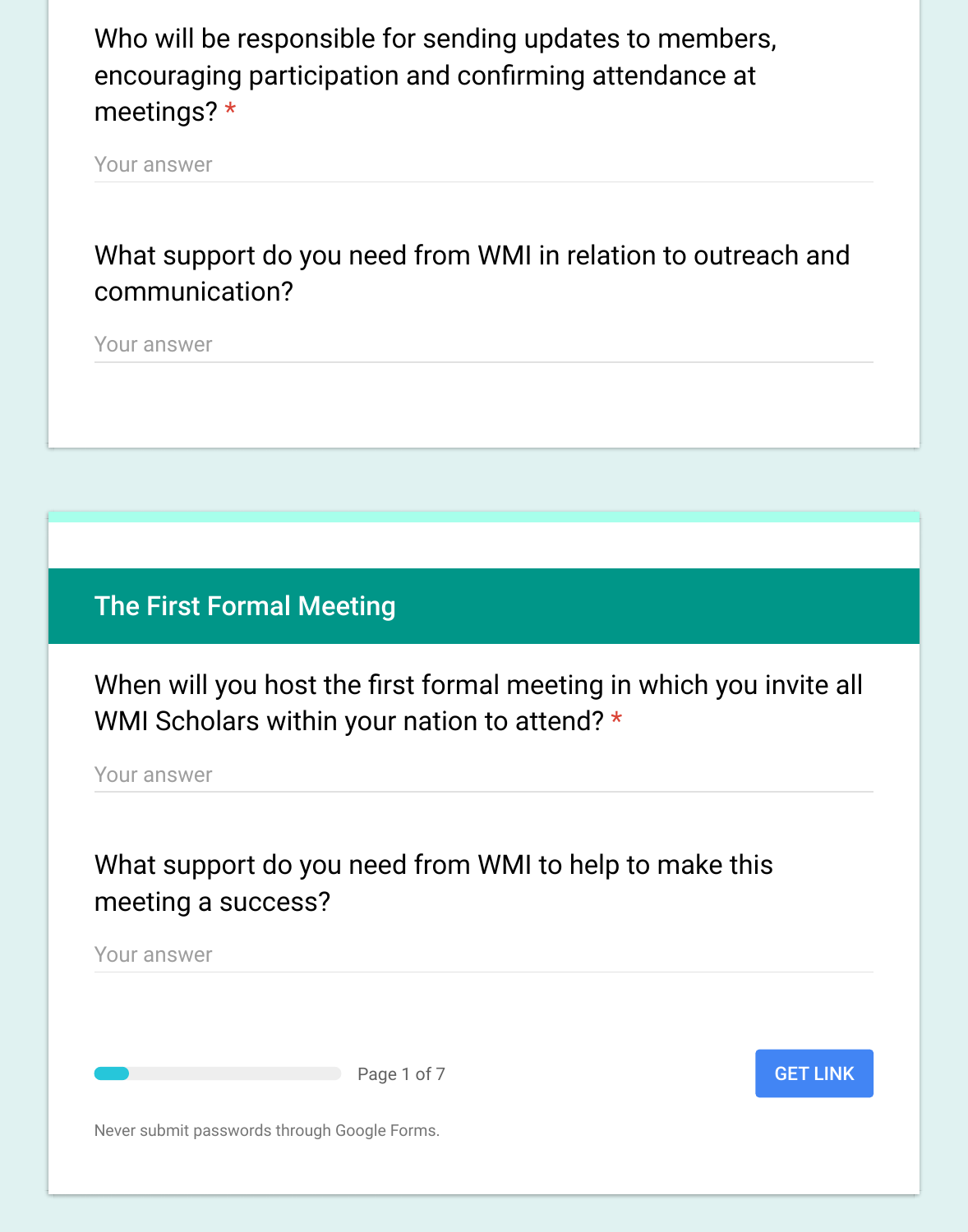Who will be responsible for sending updates to members, encouraging participation and confirming attendance at meetings? *

Your answer

What support do you need from WMI in relation to outreach and communication?

Your answer

## The First Formal Meeting

When will you host the first formal meeting in which you invite all WMI Scholars within your nation to attend? *

Your answer

What support do you need from WMI to help to make this meeting a success?

Your answer

Page 1 of 7

GET LINK

Never submit passwords through Google Forms.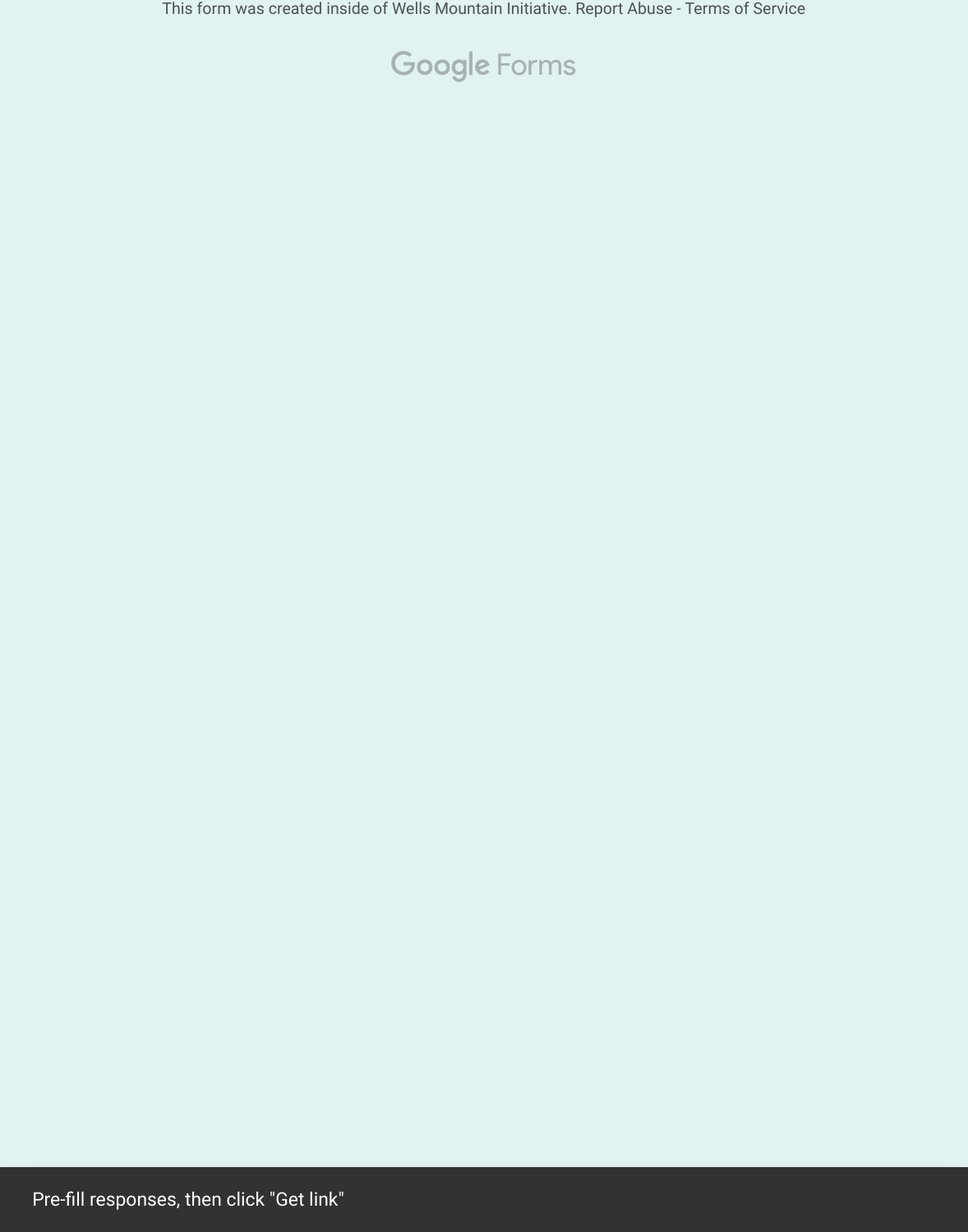This form was created inside of Wells Mountain Initiative. Report Abuse - Terms of Service

Google Forms

Pre-fill responses, then click "Get link"